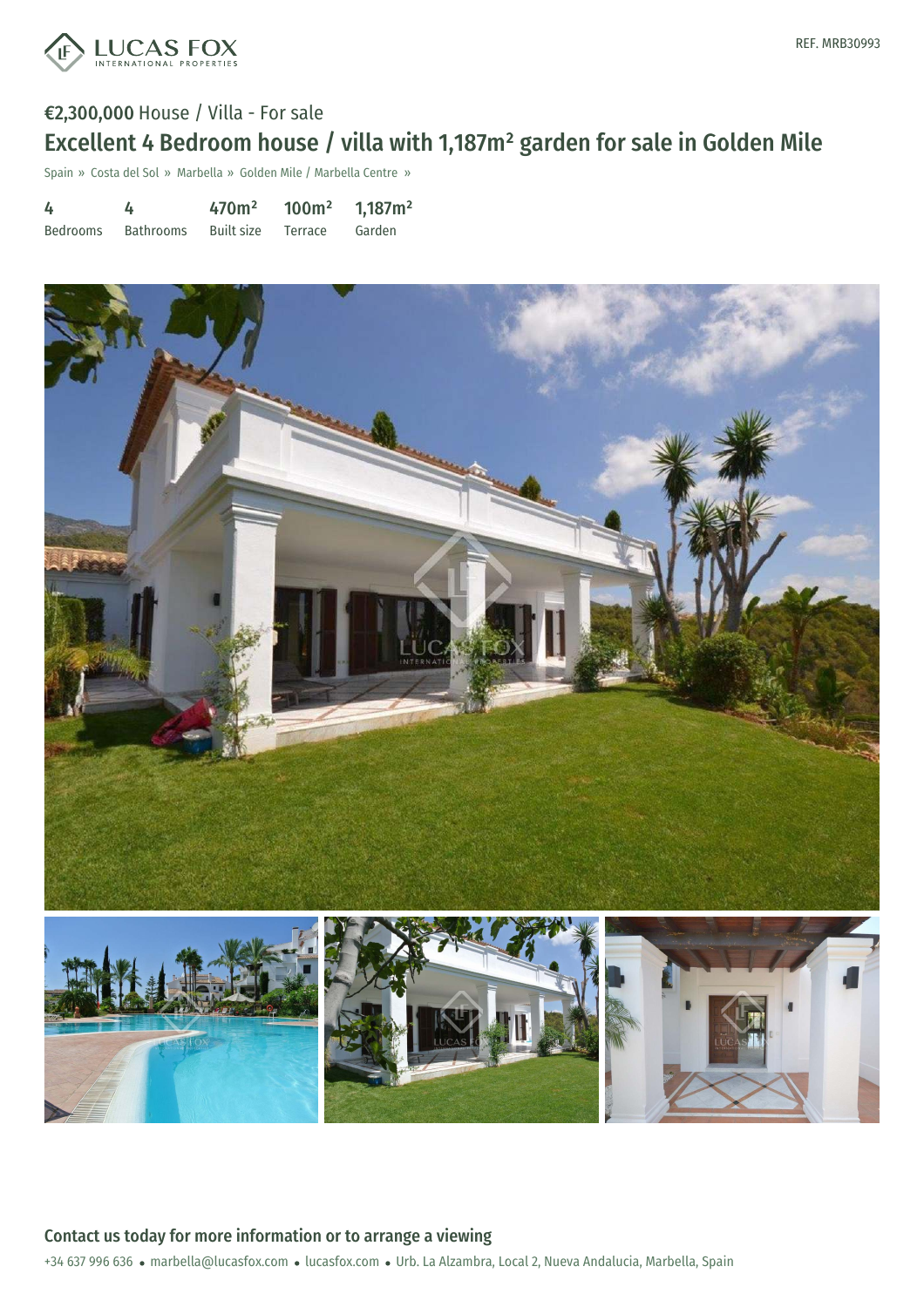REF. MRB30993

€2,300,000 House / Villa - For sale

# Excellent 4 Bedroom house / villa with 1,187m² garden for sale in Golden Mile

Spain » Costa del Sol » Marbella » Golden Mile / Marbella Centre »

| 4 | 4 | 470m² | 100m² | 1,187m² |
|---|---|---|---|---|
| Bedrooms | Bathrooms | Built size | Terrace | Garden |

## Contact us today for more information or to arrange a viewing

+34 637 996 636 • marbella@lucasfox.com • lucasfox.com • Urb. La Alzambra, Local 2, Nueva Andalucia, Marbella, Spain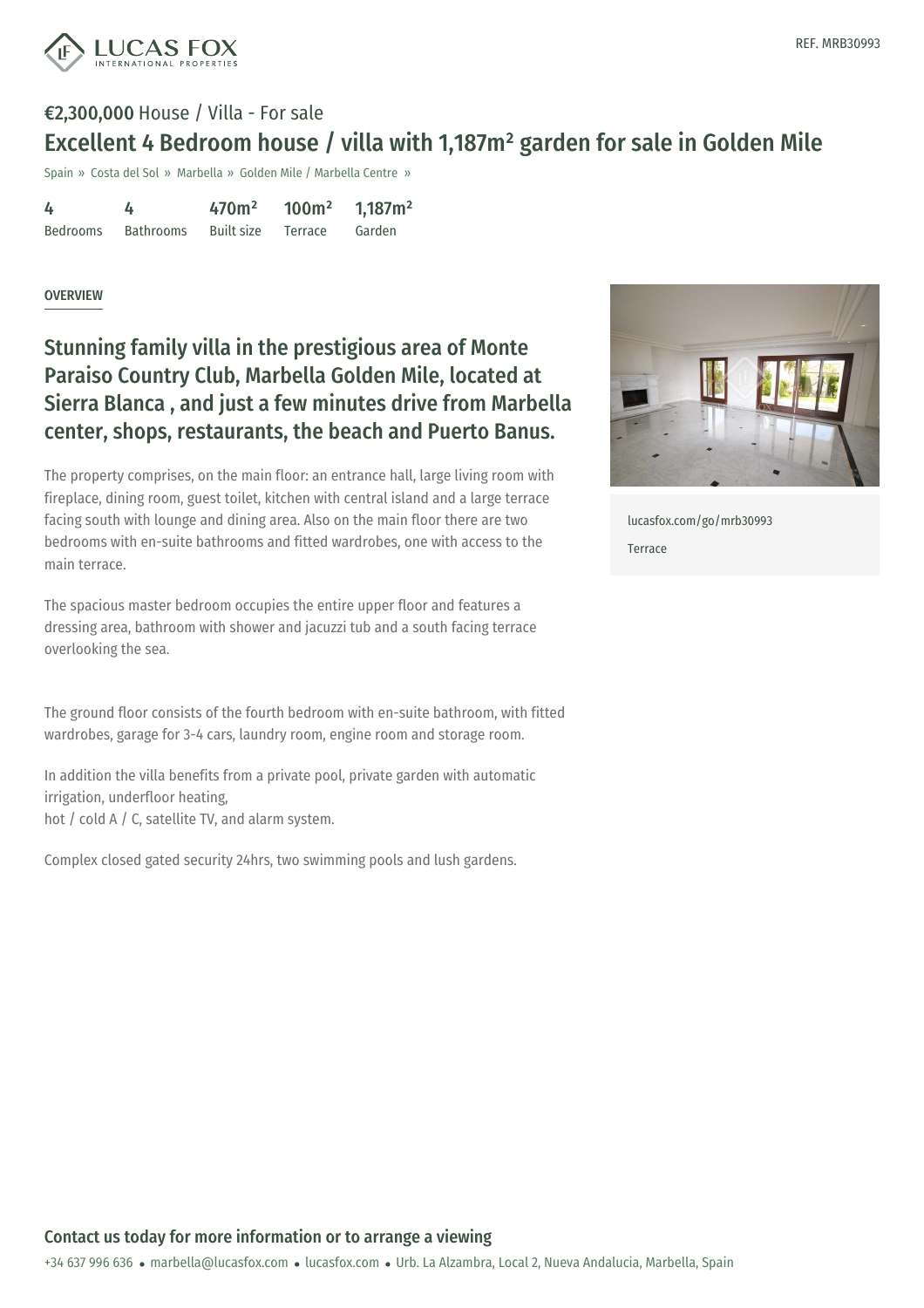**€2,300,000** House / Villa - For sale

# Excellent 4 Bedroom house / villa with 1,187m² garden for sale in Golden Mile

Spain » Costa del Sol » Marbella » Golden Mile / Marbella Centre »

| 4 | 4 | 470m² | 100m² | 1,187m² |
| --- | --- | --- | --- | --- |
| Bedrooms | Bathrooms | Built size | Terrace | Garden |

OVERVIEW

## Stunning family villa in the prestigious area of Monte Paraiso Country Club, Marbella Golden Mile, located at Sierra Blanca , and just a few minutes drive from Marbella center, shops, restaurants, the beach and Puerto Banus.

The property comprises, on the main floor: an entrance hall, large living room with fireplace, dining room, guest toilet, kitchen with central island and a large terrace facing south with lounge and dining area. Also on the main floor there are two bedrooms with en-suite bathrooms and fitted wardrobes, one with access to the main terrace.

The spacious master bedroom occupies the entire upper floor and features a dressing area, bathroom with shower and jacuzzi tub and a south facing terrace overlooking the sea.

The ground floor consists of the fourth bedroom with en-suite bathroom, with fitted wardrobes, garage for 3-4 cars, laundry room, engine room and storage room.

In addition the villa benefits from a private pool, private garden with automatic irrigation, underfloor heating,
hot / cold A / C, satellite TV, and alarm system.

Complex closed gated security 24hrs, two swimming pools and lush gardens.

lucasfox.com/go/mrb30993

Terrace

**Contact us today for more information or to arrange a viewing**

+34 637 996 636 • marbella@lucasfox.com • lucasfox.com • Urb. La Alzambra, Local 2, Nueva Andalucia, Marbella, Spain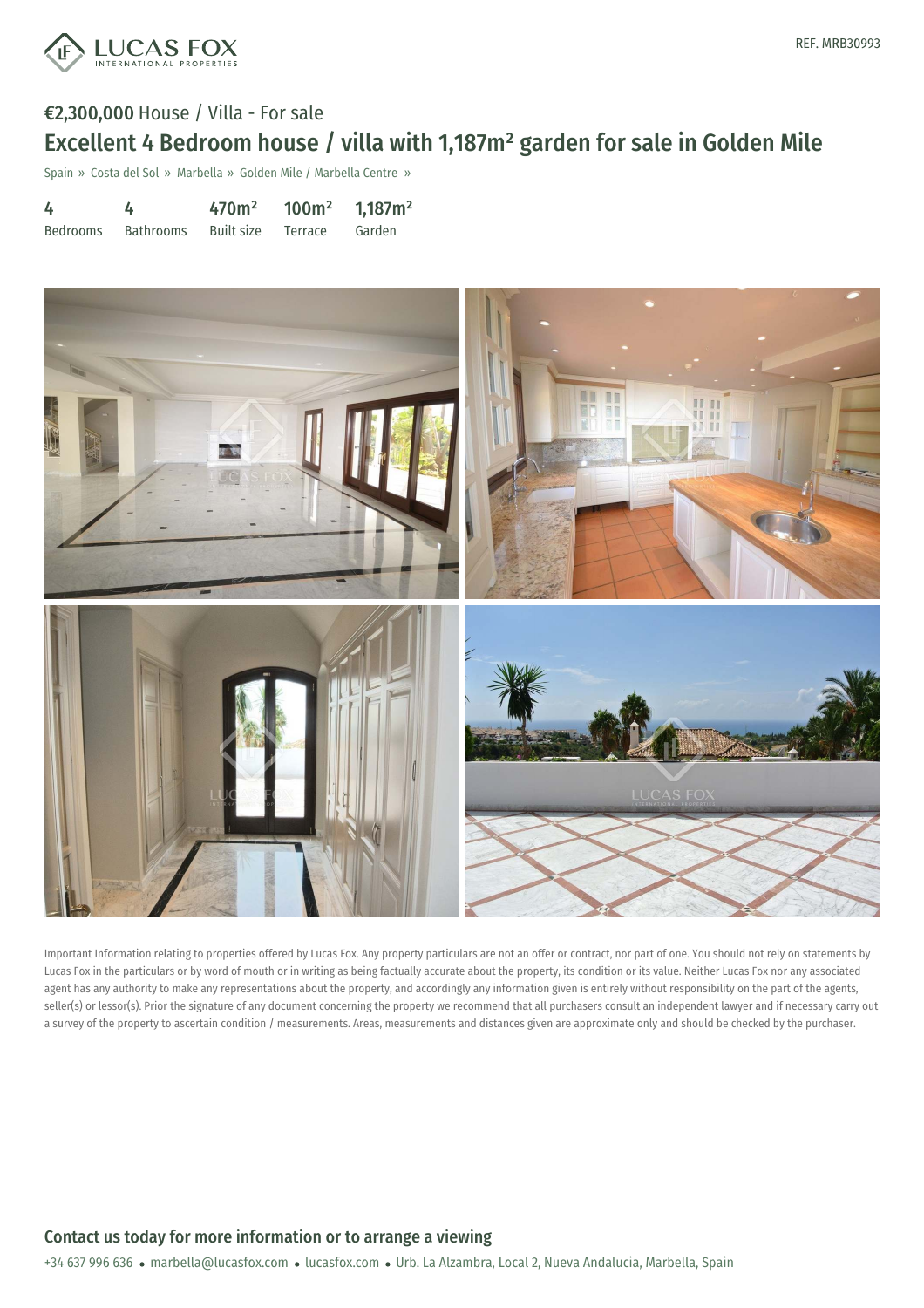REF. MRB30993

€2,300,000 House / Villa - For sale

# Excellent 4 Bedroom house / villa with 1,187m² garden for sale in Golden Mile

Spain » Costa del Sol » Marbella » Golden Mile / Marbella Centre »

| 4 | 4 | 470m² | 100m² | 1,187m² |
|---|---|---|---|---|
| Bedrooms | Bathrooms | Built size | Terrace | Garden |

Important Information relating to properties offered by Lucas Fox. Any property particulars are not an offer or contract, nor part of one. You should not rely on statements by Lucas Fox in the particulars or by word of mouth or in writing as being factually accurate about the property, its condition or its value. Neither Lucas Fox nor any associated agent has any authority to make any representations about the property, and accordingly any information given is entirely without responsibility on the part of the agents, seller(s) or lessor(s). Prior the signature of any document concerning the property we recommend that all purchasers consult an independent lawyer and if necessary carry out a survey of the property to ascertain condition / measurements. Areas, measurements and distances given are approximate only and should be checked by the purchaser.

## Contact us today for more information or to arrange a viewing

+34 637 996 636 • marbella@lucasfox.com • lucasfox.com • Urb. La Alzambra, Local 2, Nueva Andalucia, Marbella, Spain